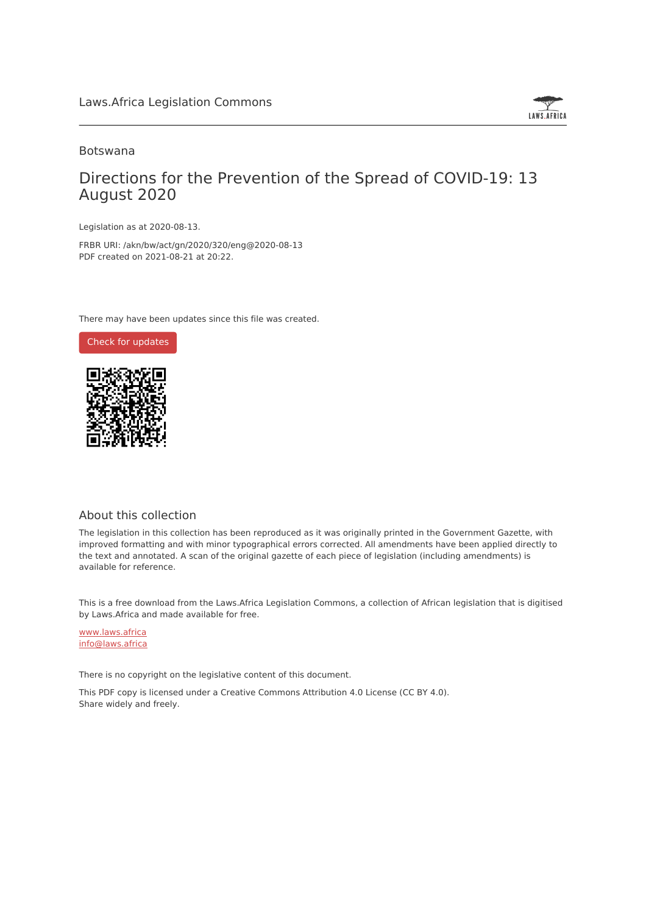Laws.Africa Legislation Commons

LAWS.AFRICA

Botswana

# Directions for the Prevention of the Spread of COVID-19: 13 August 2020

Legislation as at 2020-08-13.

FRBR URI: /akn/bw/act/gn/2020/320/eng@2020-08-13

PDF created on 2021-08-21 at 20:22.

There may have been updates since this file was created.

Check for updates

## About this collection

The legislation in this collection has been reproduced as it was originally printed in the Government Gazette, with improved formatting and with minor typographical errors corrected. All amendments have been applied directly to the text and annotated. A scan of the original gazette of each piece of legislation (including amendments) is available for reference.

This is a free download from the Laws.Africa Legislation Commons, a collection of African legislation that is digitised by Laws.Africa and made available for free.

www.laws.africa
info@laws.africa

There is no copyright on the legislative content of this document.

This PDF copy is licensed under a Creative Commons Attribution 4.0 License (CC BY 4.0). Share widely and freely.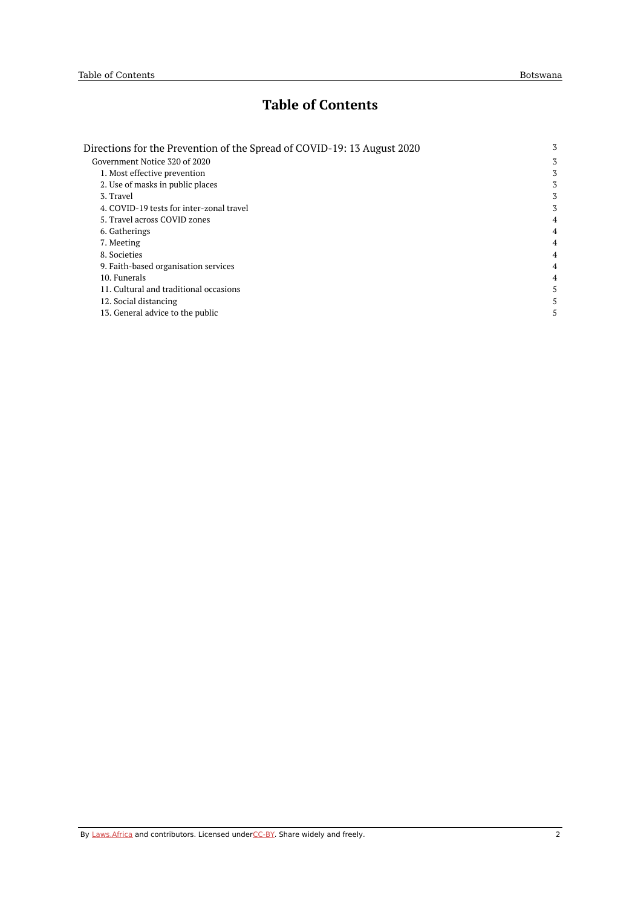# Table of Contents

| | |
|---|---|
| Directions for the Prevention of the Spread of COVID-19: 13 August 2020 | 3 |
| Government Notice 320 of 2020 | 3 |
| 1. Most effective prevention | 3 |
| 2. Use of masks in public places | 3 |
| 3. Travel | 3 |
| 4. COVID-19 tests for inter-zonal travel | 3 |
| 5. Travel across COVID zones | 4 |
| 6. Gatherings | 4 |
| 7. Meeting | 4 |
| 8. Societies | 4 |
| 9. Faith-based organisation services | 4 |
| 10. Funerals | 4 |
| 11. Cultural and traditional occasions | 5 |
| 12. Social distancing | 5 |
| 13. General advice to the public | 5 |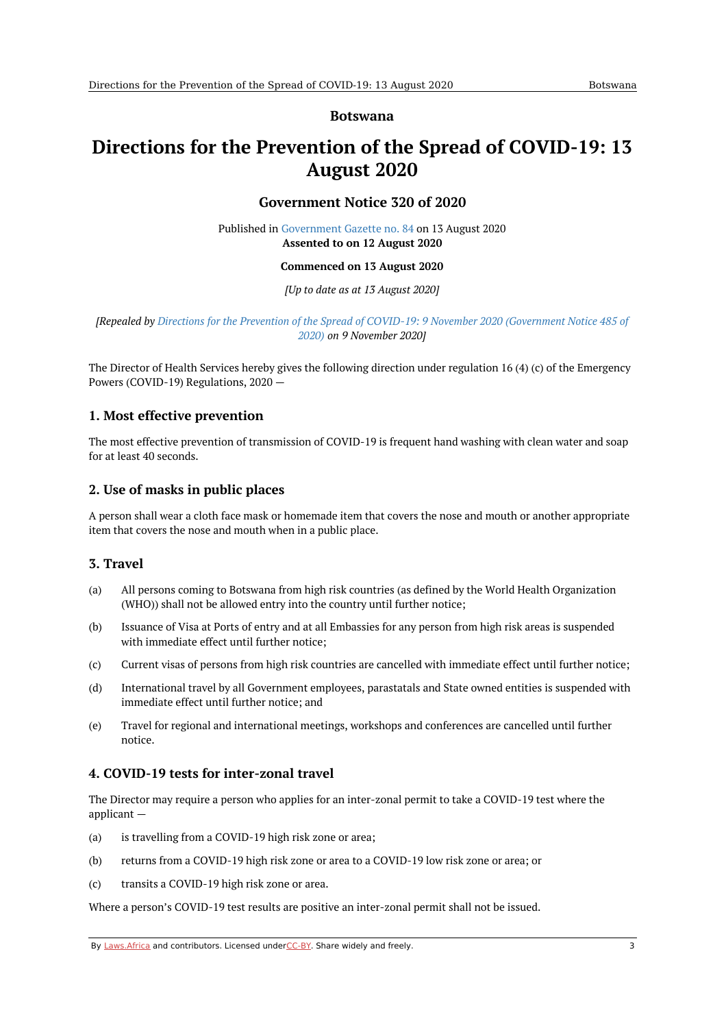# Botswana

# Directions for the Prevention of the Spread of COVID-19: 13 August 2020

## Government Notice 320 of 2020

Published in Government Gazette no. 84 on 13 August 2020
**Assented to on 12 August 2020**

**Commenced on 13 August 2020**

*[Up to date as at 13 August 2020]*

*[Repealed by Directions for the Prevention of the Spread of COVID-19: 9 November 2020 (Government Notice 485 of 2020) on 9 November 2020]*

The Director of Health Services hereby gives the following direction under regulation 16 (4) (c) of the Emergency Powers (COVID-19) Regulations, 2020 —

### 1. Most effective prevention

The most effective prevention of transmission of COVID-19 is frequent hand washing with clean water and soap for at least 40 seconds.

### 2. Use of masks in public places

A person shall wear a cloth face mask or homemade item that covers the nose and mouth or another appropriate item that covers the nose and mouth when in a public place.

### 3. Travel

(a) All persons coming to Botswana from high risk countries (as defined by the World Health Organization (WHO)) shall not be allowed entry into the country until further notice;

(b) Issuance of Visa at Ports of entry and at all Embassies for any person from high risk areas is suspended with immediate effect until further notice;

(c) Current visas of persons from high risk countries are cancelled with immediate effect until further notice;

(d) International travel by all Government employees, parastatals and State owned entities is suspended with immediate effect until further notice; and

(e) Travel for regional and international meetings, workshops and conferences are cancelled until further notice.

### 4. COVID-19 tests for inter-zonal travel

The Director may require a person who applies for an inter-zonal permit to take a COVID-19 test where the applicant —

(a) is travelling from a COVID-19 high risk zone or area;

(b) returns from a COVID-19 high risk zone or area to a COVID-19 low risk zone or area; or

(c) transits a COVID-19 high risk zone or area.

Where a person's COVID-19 test results are positive an inter-zonal permit shall not be issued.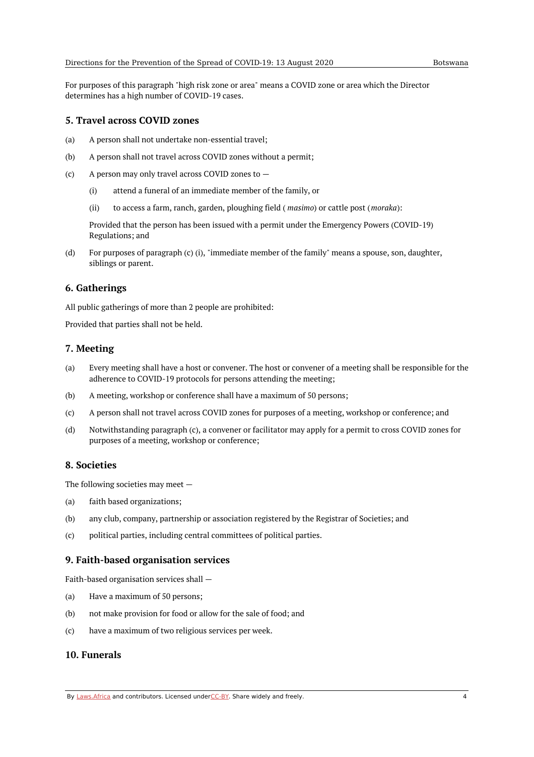For purposes of this paragraph "high risk zone or area" means a COVID zone or area which the Director determines has a high number of COVID-19 cases.

## 5. Travel across COVID zones

(a) A person shall not undertake non-essential travel;

(b) A person shall not travel across COVID zones without a permit;

(c) A person may only travel across COVID zones to —

  (i) attend a funeral of an immediate member of the family, or

  (ii) to access a farm, ranch, garden, ploughing field ( *masimo*) or cattle post (*moraka*):

  Provided that the person has been issued with a permit under the Emergency Powers (COVID-19) Regulations; and

(d) For purposes of paragraph (c) (i), "immediate member of the family" means a spouse, son, daughter, siblings or parent.

## 6. Gatherings

All public gatherings of more than 2 people are prohibited:

Provided that parties shall not be held.

## 7. Meeting

(a) Every meeting shall have a host or convener. The host or convener of a meeting shall be responsible for the adherence to COVID-19 protocols for persons attending the meeting;

(b) A meeting, workshop or conference shall have a maximum of 50 persons;

(c) A person shall not travel across COVID zones for purposes of a meeting, workshop or conference; and

(d) Notwithstanding paragraph (c), a convener or facilitator may apply for a permit to cross COVID zones for purposes of a meeting, workshop or conference;

## 8. Societies

The following societies may meet —

(a) faith based organizations;

(b) any club, company, partnership or association registered by the Registrar of Societies; and

(c) political parties, including central committees of political parties.

## 9. Faith-based organisation services

Faith-based organisation services shall —

(a) Have a maximum of 50 persons;

(b) not make provision for food or allow for the sale of food; and

(c) have a maximum of two religious services per week.

## 10. Funerals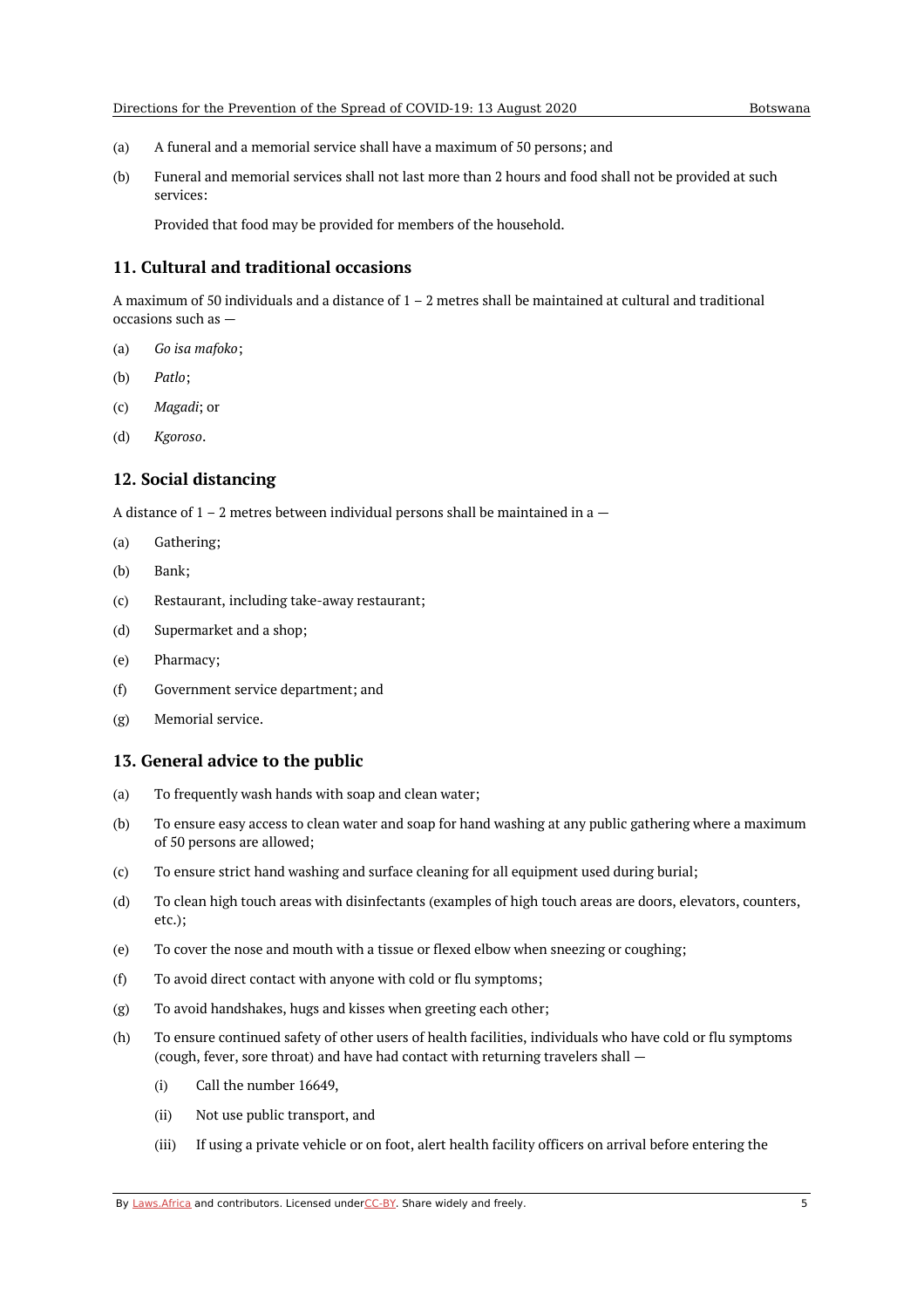(a) A funeral and a memorial service shall have a maximum of 50 persons; and

(b) Funeral and memorial services shall not last more than 2 hours and food shall not be provided at such services:

Provided that food may be provided for members of the household.

## 11. Cultural and traditional occasions

A maximum of 50 individuals and a distance of 1 – 2 metres shall be maintained at cultural and traditional occasions such as —

(a) *Go isa mafoko*;

(b) *Patlo*;

(c) *Magadi*; or

(d) *Kgoroso*.

## 12. Social distancing

A distance of 1 – 2 metres between individual persons shall be maintained in a —

(a) Gathering;

(b) Bank;

(c) Restaurant, including take-away restaurant;

(d) Supermarket and a shop;

(e) Pharmacy;

(f) Government service department; and

(g) Memorial service.

## 13. General advice to the public

(a) To frequently wash hands with soap and clean water;

(b) To ensure easy access to clean water and soap for hand washing at any public gathering where a maximum of 50 persons are allowed;

(c) To ensure strict hand washing and surface cleaning for all equipment used during burial;

(d) To clean high touch areas with disinfectants (examples of high touch areas are doors, elevators, counters, etc.);

(e) To cover the nose and mouth with a tissue or flexed elbow when sneezing or coughing;

(f) To avoid direct contact with anyone with cold or flu symptoms;

(g) To avoid handshakes, hugs and kisses when greeting each other;

(h) To ensure continued safety of other users of health facilities, individuals who have cold or flu symptoms (cough, fever, sore throat) and have had contact with returning travelers shall —

  (i) Call the number 16649,

  (ii) Not use public transport, and

  (iii) If using a private vehicle or on foot, alert health facility officers on arrival before entering the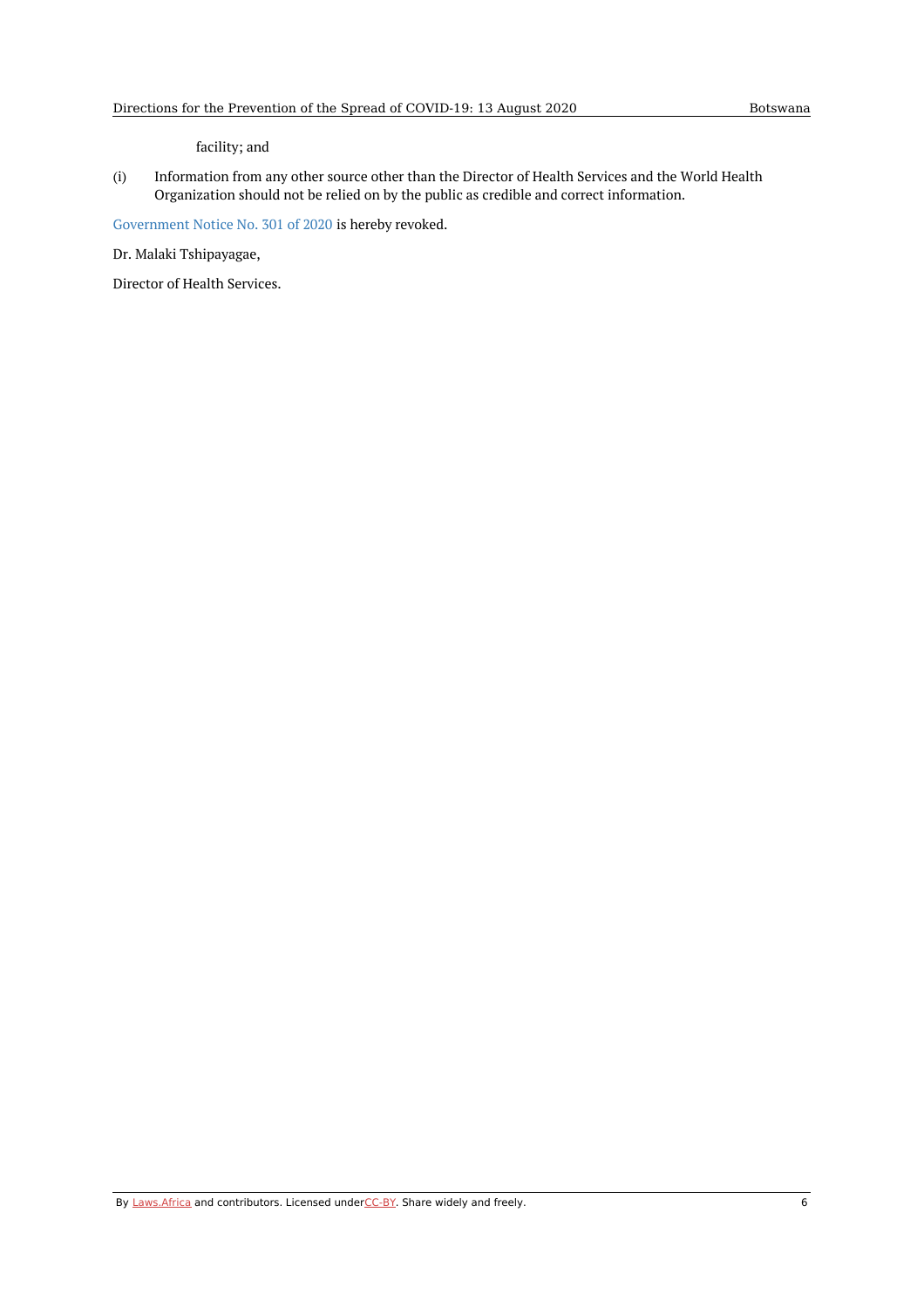facility; and

(i) Information from any other source other than the Director of Health Services and the World Health Organization should not be relied on by the public as credible and correct information.

Government Notice No. 301 of 2020 is hereby revoked.

Dr. Malaki Tshipayagae,

Director of Health Services.